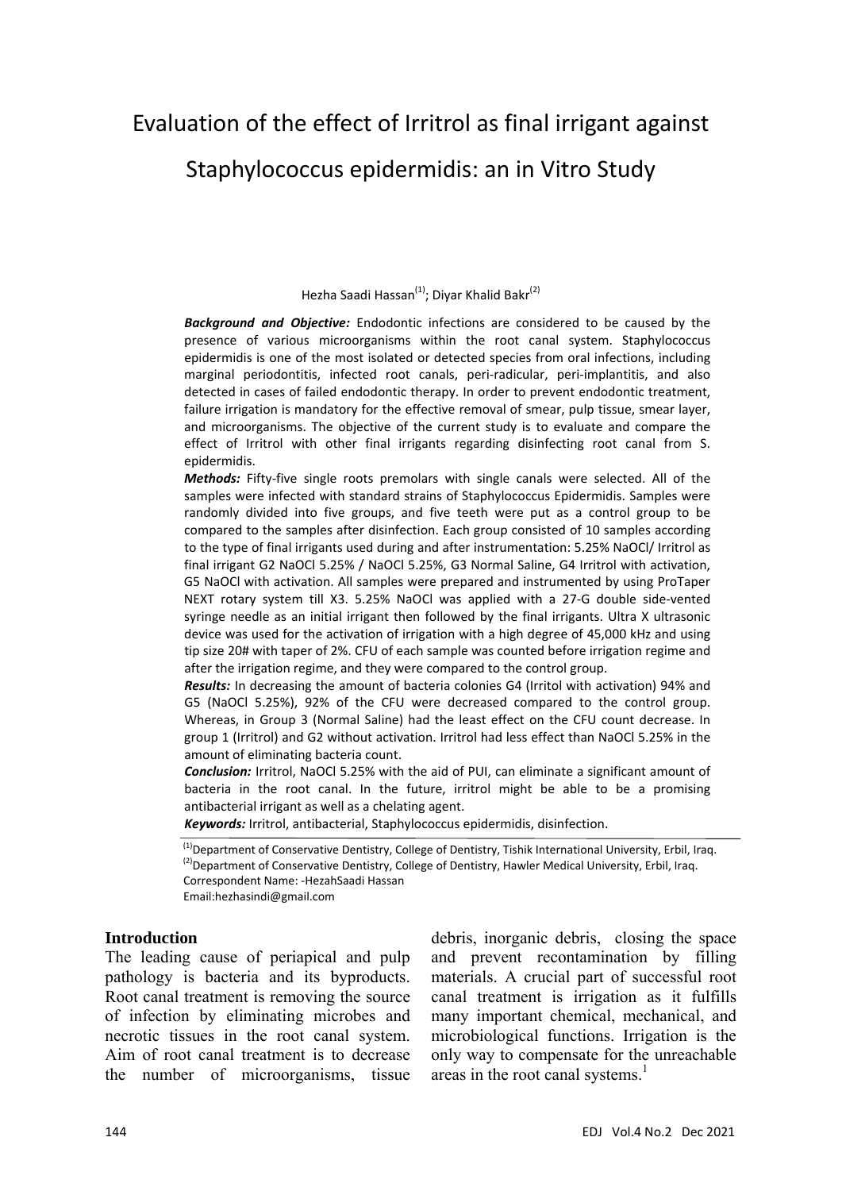# Evaluation of the effect of Irritrol as final irrigant against Staphylococcus epidermidis: an in Vitro Study

Hezha Saadi Hassan[1]; Diyar Khalid Bakr[2]

***Background and Objective:*** Endodontic infections are considered to be caused by the presence of various microorganisms within the root canal system. Staphylococcus epidermidis is one of the most isolated or detected species from oral infections, including marginal periodontitis, infected root canals, peri-radicular, peri-implantitis, and also detected in cases of failed endodontic therapy. In order to prevent endodontic treatment, failure irrigation is mandatory for the effective removal of smear, pulp tissue, smear layer, and microorganisms. The objective of the current study is to evaluate and compare the effect of Irritrol with other final irrigants regarding disinfecting root canal from S. epidermidis.

***Methods:*** Fifty-five single roots premolars with single canals were selected. All of the samples were infected with standard strains of Staphylococcus Epidermidis. Samples were randomly divided into five groups, and five teeth were put as a control group to be compared to the samples after disinfection. Each group consisted of 10 samples according to the type of final irrigants used during and after instrumentation: 5.25% NaOCl/ Irritrol as final irrigant G2 NaOCl 5.25% / NaOCl 5.25%, G3 Normal Saline, G4 Irritrol with activation, G5 NaOCl with activation. All samples were prepared and instrumented by using ProTaper NEXT rotary system till X3. 5.25% NaOCl was applied with a 27-G double side-vented syringe needle as an initial irrigant then followed by the final irrigants. Ultra X ultrasonic device was used for the activation of irrigation with a high degree of 45,000 kHz and using tip size 20# with taper of 2%. CFU of each sample was counted before irrigation regime and after the irrigation regime, and they were compared to the control group.

***Results:*** In decreasing the amount of bacteria colonies G4 (Irritol with activation) 94% and G5 (NaOCl 5.25%), 92% of the CFU were decreased compared to the control group. Whereas, in Group 3 (Normal Saline) had the least effect on the CFU count decrease. In group 1 (Irritrol) and G2 without activation. Irritrol had less effect than NaOCl 5.25% in the amount of eliminating bacteria count.

***Conclusion:*** Irritrol, NaOCl 5.25% with the aid of PUI, can eliminate a significant amount of bacteria in the root canal. In the future, irritrol might be able to be a promising antibacterial irrigant as well as a chelating agent.

***Keywords:*** Irritrol, antibacterial, Staphylococcus epidermidis, disinfection.

[1]Department of Conservative Dentistry, College of Dentistry, Tishik International University, Erbil, Iraq.
[2]Department of Conservative Dentistry, College of Dentistry, Hawler Medical University, Erbil, Iraq.
Correspondent Name: -HezahSaadi Hassan
Email:hezhasindi@gmail.com

## Introduction

The leading cause of periapical and pulp pathology is bacteria and its byproducts. Root canal treatment is removing the source of infection by eliminating microbes and necrotic tissues in the root canal system. Aim of root canal treatment is to decrease the number of microorganisms, tissue debris, inorganic debris, closing the space and prevent recontamination by filling materials. A crucial part of successful root canal treatment is irrigation as it fulfills many important chemical, mechanical, and microbiological functions. Irrigation is the only way to compensate for the unreachable areas in the root canal systems.[1]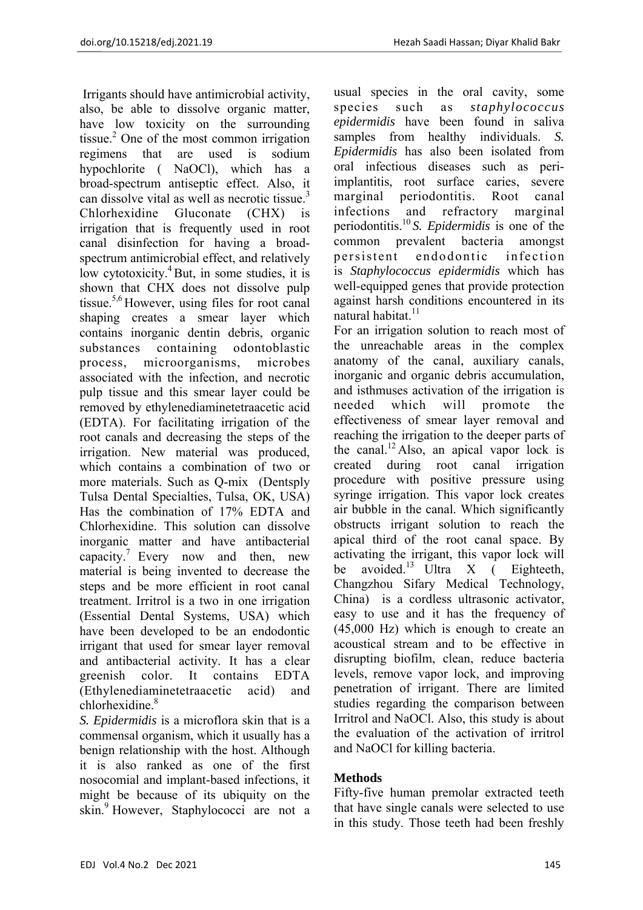Irrigants should have antimicrobial activity, also, be able to dissolve organic matter, have low toxicity on the surrounding tissue.[2] One of the most common irrigation regimens that are used is sodium hypochlorite ( NaOCl), which has a broad-spectrum antiseptic effect. Also, it can dissolve vital as well as necrotic tissue.[3] Chlorhexidine Gluconate (CHX) is irrigation that is frequently used in root canal disinfection for having a broad-spectrum antimicrobial effect, and relatively low cytotoxicity.[4] But, in some studies, it is shown that CHX does not dissolve pulp tissue.[5,6] However, using files for root canal shaping creates a smear layer which contains inorganic dentin debris, organic substances containing odontoblastic process, microorganisms, microbes associated with the infection, and necrotic pulp tissue and this smear layer could be removed by ethylenediaminetetraacetic acid (EDTA). For facilitating irrigation of the root canals and decreasing the steps of the irrigation. New material was produced, which contains a combination of two or more materials. Such as Q-mix (Dentsply Tulsa Dental Specialties, Tulsa, OK, USA) Has the combination of 17% EDTA and Chlorhexidine. This solution can dissolve inorganic matter and have antibacterial capacity.[7] Every now and then, new material is being invented to decrease the steps and be more efficient in root canal treatment. Irritrol is a two in one irrigation (Essential Dental Systems, USA) which have been developed to be an endodontic irrigant that used for smear layer removal and antibacterial activity. It has a clear greenish color. It contains EDTA (Ethylenediaminetetraacetic acid) and chlorhexidine.[8]

*S. Epidermidis* is a microflora skin that is a commensal organism, which it usually has a benign relationship with the host. Although it is also ranked as one of the first nosocomial and implant-based infections, it might be because of its ubiquity on the skin.[9] However, Staphylococci are not a usual species in the oral cavity, some species such as *staphylococcus epidermidis* have been found in saliva samples from healthy individuals. *S. Epidermidis* has also been isolated from oral infectious diseases such as peri-implantitis, root surface caries, severe marginal periodontitis. Root canal infections and refractory marginal periodontitis.[10] *S. Epidermidis* is one of the common prevalent bacteria amongst persistent endodontic infection is *Staphylococcus epidermidis* which has well-equipped genes that provide protection against harsh conditions encountered in its natural habitat.[11]

For an irrigation solution to reach most of the unreachable areas in the complex anatomy of the canal, auxiliary canals, inorganic and organic debris accumulation, and isthmuses activation of the irrigation is needed which will promote the effectiveness of smear layer removal and reaching the irrigation to the deeper parts of the canal.[12] Also, an apical vapor lock is created during root canal irrigation procedure with positive pressure using syringe irrigation. This vapor lock creates air bubble in the canal. Which significantly obstructs irrigant solution to reach the apical third of the root canal space. By activating the irrigant, this vapor lock will be avoided.[13] Ultra X ( Eighteeth, Changzhou Sifary Medical Technology, China) is a cordless ultrasonic activator, easy to use and it has the frequency of (45,000 Hz) which is enough to create an acoustical stream and to be effective in disrupting biofilm, clean, reduce bacteria levels, remove vapor lock, and improving penetration of irrigant. There are limited studies regarding the comparison between Irritrol and NaOCl. Also, this study is about the evaluation of the activation of irritrol and NaOCl for killing bacteria.

## Methods

Fifty-five human premolar extracted teeth that have single canals were selected to use in this study. Those teeth had been freshly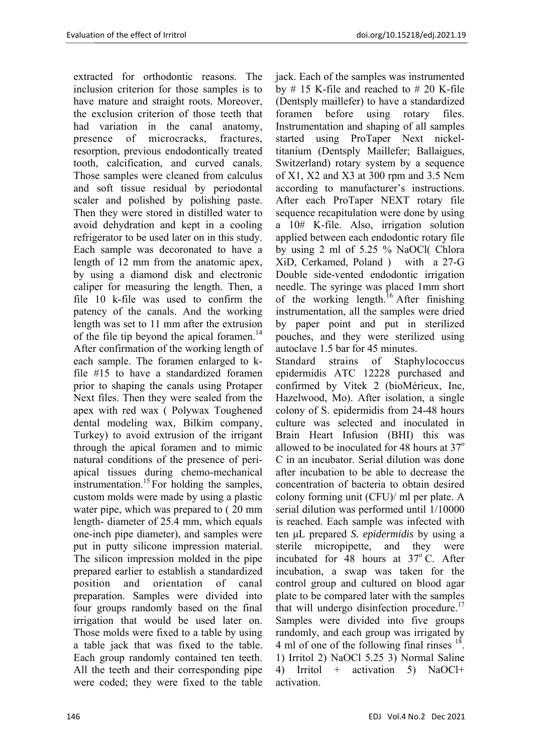extracted for orthodontic reasons. The inclusion criterion for those samples is to have mature and straight roots. Moreover, the exclusion criterion of those teeth that had variation in the canal anatomy, presence of microcracks, fractures, resorption, previous endodontically treated tooth, calcification, and curved canals. Those samples were cleaned from calculus and soft tissue residual by periodontal scaler and polished by polishing paste. Then they were stored in distilled water to avoid dehydration and kept in a cooling refrigerator to be used later on in this study. Each sample was decoronated to have a length of 12 mm from the anatomic apex, by using a diamond disk and electronic caliper for measuring the length. Then, a file 10 k-file was used to confirm the patency of the canals. And the working length was set to 11 mm after the extrusion of the file tip beyond the apical foramen.[14] After confirmation of the working length of each sample. The foramen enlarged to k-file #15 to have a standardized foramen prior to shaping the canals using Protaper Next files. Then they were sealed from the apex with red wax ( Polywax Toughened dental modeling wax, Bilkim company, Turkey) to avoid extrusion of the irrigant through the apical foramen and to mimic natural conditions of the presence of peri-apical tissues during chemo-mechanical instrumentation.[15] For holding the samples, custom molds were made by using a plastic water pipe, which was prepared to ( 20 mm length- diameter of 25.4 mm, which equals one-inch pipe diameter), and samples were put in putty silicone impression material. The silicon impression molded in the pipe prepared earlier to establish a standardized position and orientation of canal preparation. Samples were divided into four groups randomly based on the final irrigation that would be used later on. Those molds were fixed to a table by using a table jack that was fixed to the table. Each group randomly contained ten teeth. All the teeth and their corresponding pipe were coded; they were fixed to the table jack. Each of the samples was instrumented by # 15 K-file and reached to # 20 K-file (Dentsply maillefer) to have a standardized foramen before using rotary files. Instrumentation and shaping of all samples started using ProTaper Next nickel-titanium (Dentsply Maillefer; Ballaigues, Switzerland) rotary system by a sequence of X1, X2 and X3 at 300 rpm and 3.5 Ncm according to manufacturer's instructions. After each ProTaper NEXT rotary file sequence recapitulation were done by using a 10# K-file. Also, irrigation solution applied between each endodontic rotary file by using 2 ml of 5.25 % NaOCl( Chlora XiD, Cerkamed, Poland ) with a 27-G Double side-vented endodontic irrigation needle. The syringe was placed 1mm short of the working length.[16] After finishing instrumentation, all the samples were dried by paper point and put in sterilized pouches, and they were sterilized using autoclave 1.5 bar for 45 minutes.

Standard strains of Staphylococcus epidermidis ATC 12228 purchased and confirmed by Vitek 2 (bioMérieux, Inc, Hazelwood, Mo). After isolation, a single colony of S. epidermidis from 24-48 hours culture was selected and inoculated in Brain Heart Infusion (BHI) this was allowed to be inoculated for 48 hours at 37$^{o}$ C in an incubator. Serial dilution was done after incubation to be able to decrease the concentration of bacteria to obtain desired colony forming unit (CFU)/ ml per plate. A serial dilution was performed until 1/10000 is reached. Each sample was infected with ten μL prepared *S. epidermidis* by using a sterile micropipette, and they were incubated for 48 hours at 37$^{o}$ C. After incubation, a swap was taken for the control group and cultured on blood agar plate to be compared later with the samples that will undergo disinfection procedure.[17] Samples were divided into five groups randomly, and each group was irrigated by 4 ml of one of the following final rinses [18]. 1) Irritol 2) NaOCl 5.25 3) Normal Saline 4) Irritol + activation 5) NaOCl+ activation.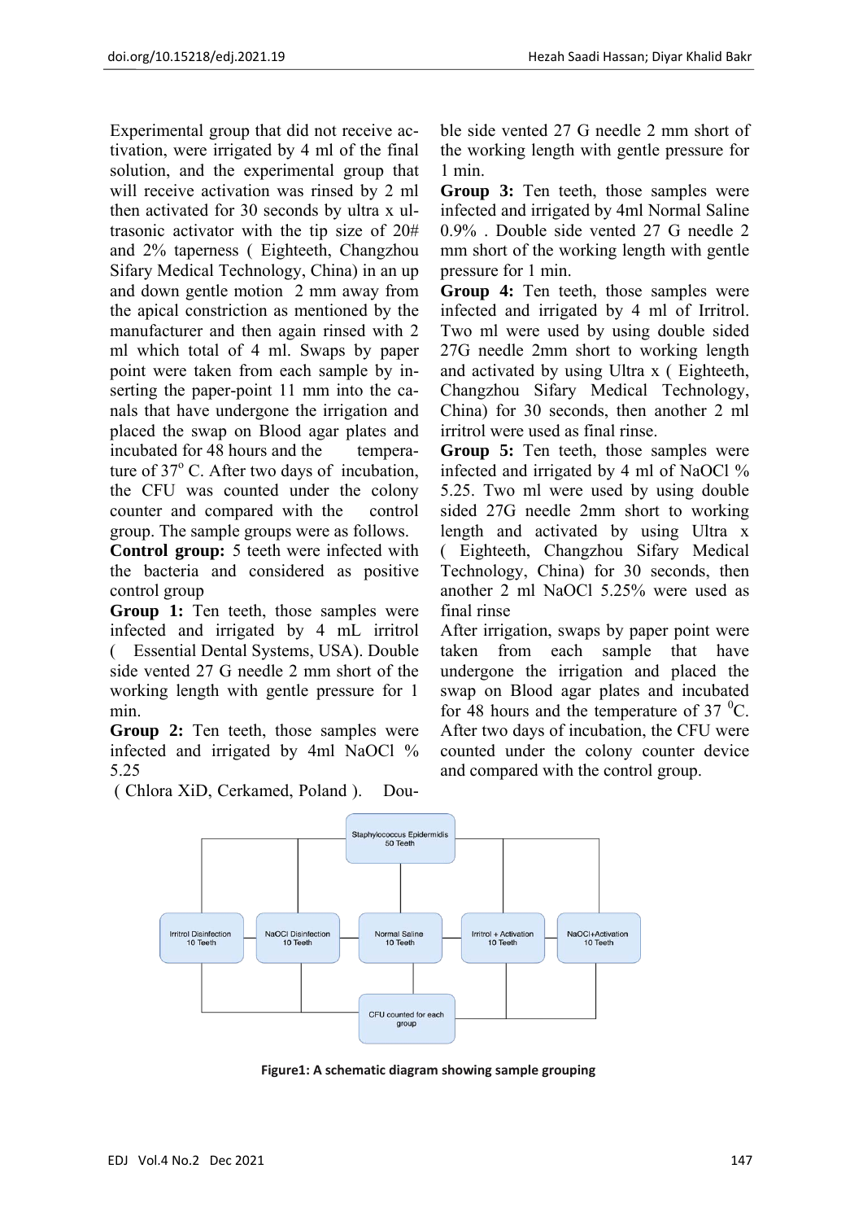Experimental group that did not receive activation, were irrigated by 4 ml of the final solution, and the experimental group that will receive activation was rinsed by 2 ml then activated for 30 seconds by ultra x ultrasonic activator with the tip size of 20# and 2% taperness ( Eighteeth, Changzhou Sifary Medical Technology, China) in an up and down gentle motion 2 mm away from the apical constriction as mentioned by the manufacturer and then again rinsed with 2 ml which total of 4 ml. Swaps by paper point were taken from each sample by inserting the paper-point 11 mm into the canals that have undergone the irrigation and placed the swap on Blood agar plates and incubated for 48 hours and the temperature of $37^{o}$ C. After two days of incubation, the CFU was counted under the colony counter and compared with the control group. The sample groups were as follows.

**Control group:** 5 teeth were infected with the bacteria and considered as positive control group

**Group 1:** Ten teeth, those samples were infected and irrigated by 4 mL irritrol ( Essential Dental Systems, USA). Double side vented 27 G needle 2 mm short of the working length with gentle pressure for 1 min.

**Group 2:** Ten teeth, those samples were infected and irrigated by 4ml NaOCl % 5.25 ( Chlora XiD, Cerkamed, Poland ). Double side vented 27 G needle 2 mm short of the working length with gentle pressure for 1 min.

**Group 3:** Ten teeth, those samples were infected and irrigated by 4ml Normal Saline 0.9% . Double side vented 27 G needle 2 mm short of the working length with gentle pressure for 1 min.

**Group 4:** Ten teeth, those samples were infected and irrigated by 4 ml of Irritrol. Two ml were used by using double sided 27G needle 2mm short to working length and activated by using Ultra x ( Eighteeth, Changzhou Sifary Medical Technology, China) for 30 seconds, then another 2 ml irritrol were used as final rinse.

**Group 5:** Ten teeth, those samples were infected and irrigated by 4 ml of NaOCl % 5.25. Two ml were used by using double sided 27G needle 2mm short to working length and activated by using Ultra x ( Eighteeth, Changzhou Sifary Medical Technology, China) for 30 seconds, then another 2 ml NaOCl 5.25% were used as final rinse

After irrigation, swaps by paper point were taken from each sample that have undergone the irrigation and placed the swap on Blood agar plates and incubated for 48 hours and the temperature of 37 $^{0}$C. After two days of incubation, the CFU were counted under the colony counter device and compared with the control group.

**Figure1: A schematic diagram showing sample grouping**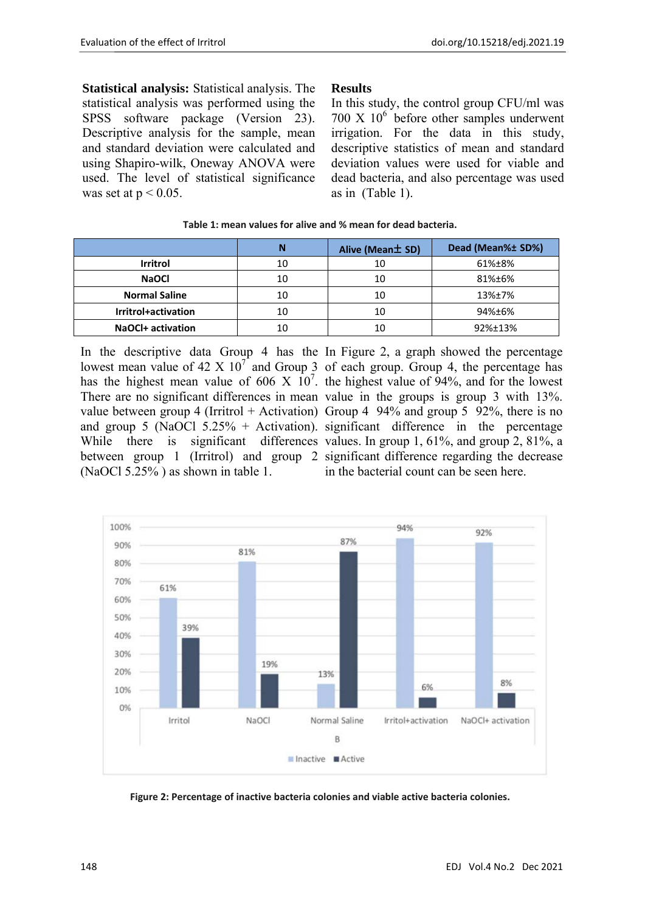**Statistical analysis:** Statistical analysis. The statistical analysis was performed using the SPSS software package (Version 23). Descriptive analysis for the sample, mean and standard deviation were calculated and using Shapiro-wilk, Oneway ANOVA were used. The level of statistical significance was set at $p < 0.05$.

**Results**

In this study, the control group CFU/ml was 700 X $10^6$ before other samples underwent irrigation. For the data in this study, descriptive statistics of mean and standard deviation values were used for viable and dead bacteria, and also percentage was used as in (Table 1).

**Table 1: mean values for alive and % mean for dead bacteria.**

| | N | Alive (Mean± SD) | Dead (Mean%± SD%) |
|---|---|---|---|
| **Irritrol** | 10 | 10 | 61%±8% |
| **NaOCl** | 10 | 10 | 81%±6% |
| **Normal Saline** | 10 | 10 | 13%±7% |
| **Irritrol+activation** | 10 | 10 | 94%±6% |
| **NaOCl+ activation** | 10 | 10 | 92%±13% |

In the descriptive data Group 4 has the lowest mean value of 42 X $10^7$ and Group 3 has the highest mean value of 606 X $10^7$. There are no significant differences in mean value between group 4 (Irritrol + Activation) and group 5 (NaOCl 5.25% + Activation). While there is significant differences between group 1 (Irritrol) and group 2 (NaOCl 5.25% ) as shown in table 1.

In Figure 2, a graph showed the percentage of each group. Group 4, the percentage has the highest value of 94%, and for the lowest value in the groups is group 3 with 13%. Group 4 94% and group 5 92%, there is no significant difference in the percentage values. In group 1, 61%, and group 2, 81%, a significant difference regarding the decrease in the bacterial count can be seen here.

**Figure 2: Percentage of inactive bacteria colonies and viable active bacteria colonies.**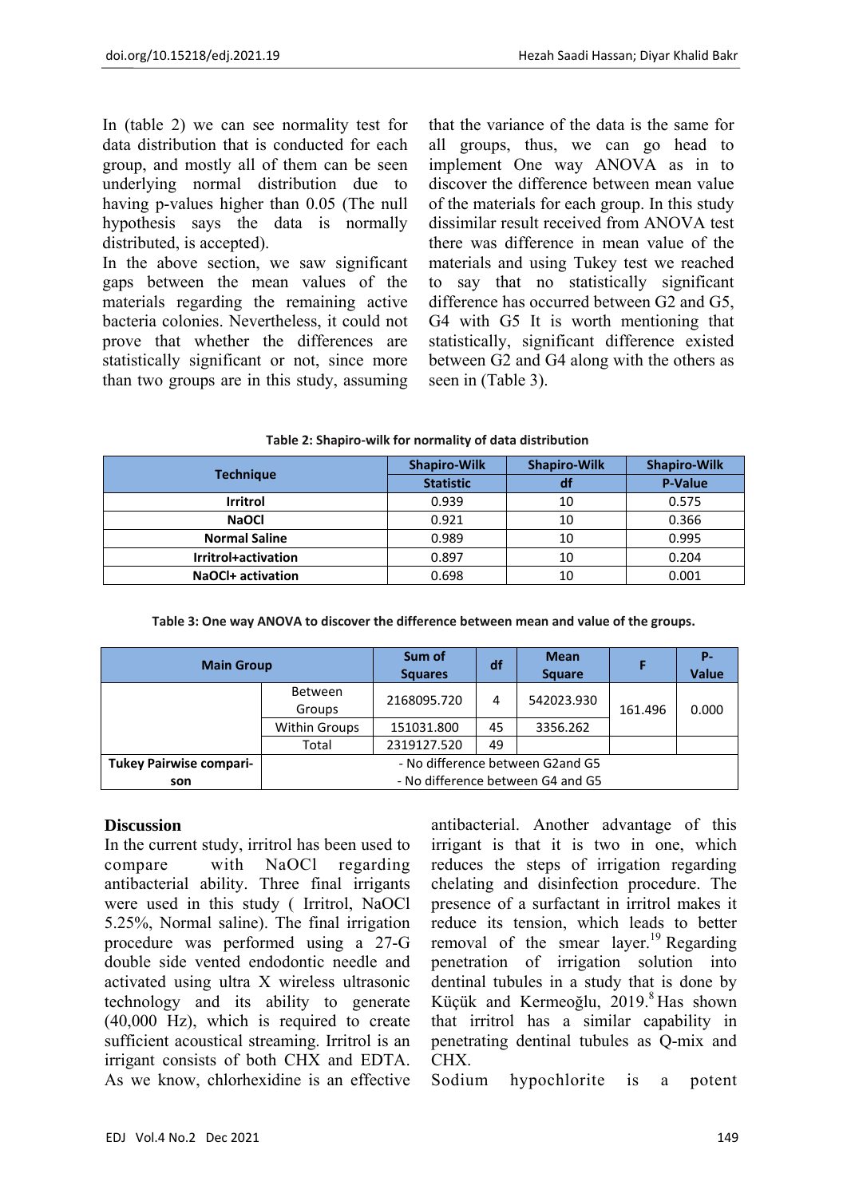In (table 2) we can see normality test for data distribution that is conducted for each group, and mostly all of them can be seen underlying normal distribution due to having p-values higher than 0.05 (The null hypothesis says the data is normally distributed, is accepted).

In the above section, we saw significant gaps between the mean values of the materials regarding the remaining active bacteria colonies. Nevertheless, it could not prove that whether the differences are statistically significant or not, since more than two groups are in this study, assuming that the variance of the data is the same for all groups, thus, we can go head to implement One way ANOVA as in to discover the difference between mean value of the materials for each group. In this study dissimilar result received from ANOVA test there was difference in mean value of the materials and using Tukey test we reached to say that no statistically significant difference has occurred between G2 and G5, G4 with G5 It is worth mentioning that statistically, significant difference existed between G2 and G4 along with the others as seen in (Table 3).

**Table 2: Shapiro-wilk for normality of data distribution**

| Technique | Shapiro-Wilk Statistic | Shapiro-Wilk df | Shapiro-Wilk P-Value |
|---|---|---|---|
| **Irritrol** | 0.939 | 10 | 0.575 |
| **NaOCl** | 0.921 | 10 | 0.366 |
| **Normal Saline** | 0.989 | 10 | 0.995 |
| **Irritrol+activation** | 0.897 | 10 | 0.204 |
| **NaOCl+ activation** | 0.698 | 10 | 0.001 |

**Table 3: One way ANOVA to discover the difference between mean and value of the groups.**

| Main Group | | Sum of Squares | df | Mean Square | F | P-Value |
|---|---|---|---|---|---|---|
| | Between Groups | 2168095.720 | 4 | 542023.930 | 161.496 | 0.000 |
| | Within Groups | 151031.800 | 45 | 3356.262 | | |
| | Total | 2319127.520 | 49 | | | |
| **Tukey Pairwise comparison** | - No difference between G2and G5<br>- No difference between G4 and G5 | | | | | |

## Discussion

In the current study, irritrol has been used to compare with NaOCl regarding antibacterial ability. Three final irrigants were used in this study ( Irritrol, NaOCl 5.25%, Normal saline). The final irrigation procedure was performed using a 27-G double side vented endodontic needle and activated using ultra X wireless ultrasonic technology and its ability to generate (40,000 Hz), which is required to create sufficient acoustical streaming. Irritrol is an irrigant consists of both CHX and EDTA. As we know, chlorhexidine is an effective antibacterial. Another advantage of this irrigant is that it is two in one, which reduces the steps of irrigation regarding chelating and disinfection procedure. The presence of a surfactant in irritrol makes it reduce its tension, which leads to better removal of the smear layer.[19] Regarding penetration of irrigation solution into dentinal tubules in a study that is done by Küçük and Kermeoğlu, 2019.[8] Has shown that irritrol has a similar capability in penetrating dentinal tubules as Q-mix and CHX.

Sodium hypochlorite is a potent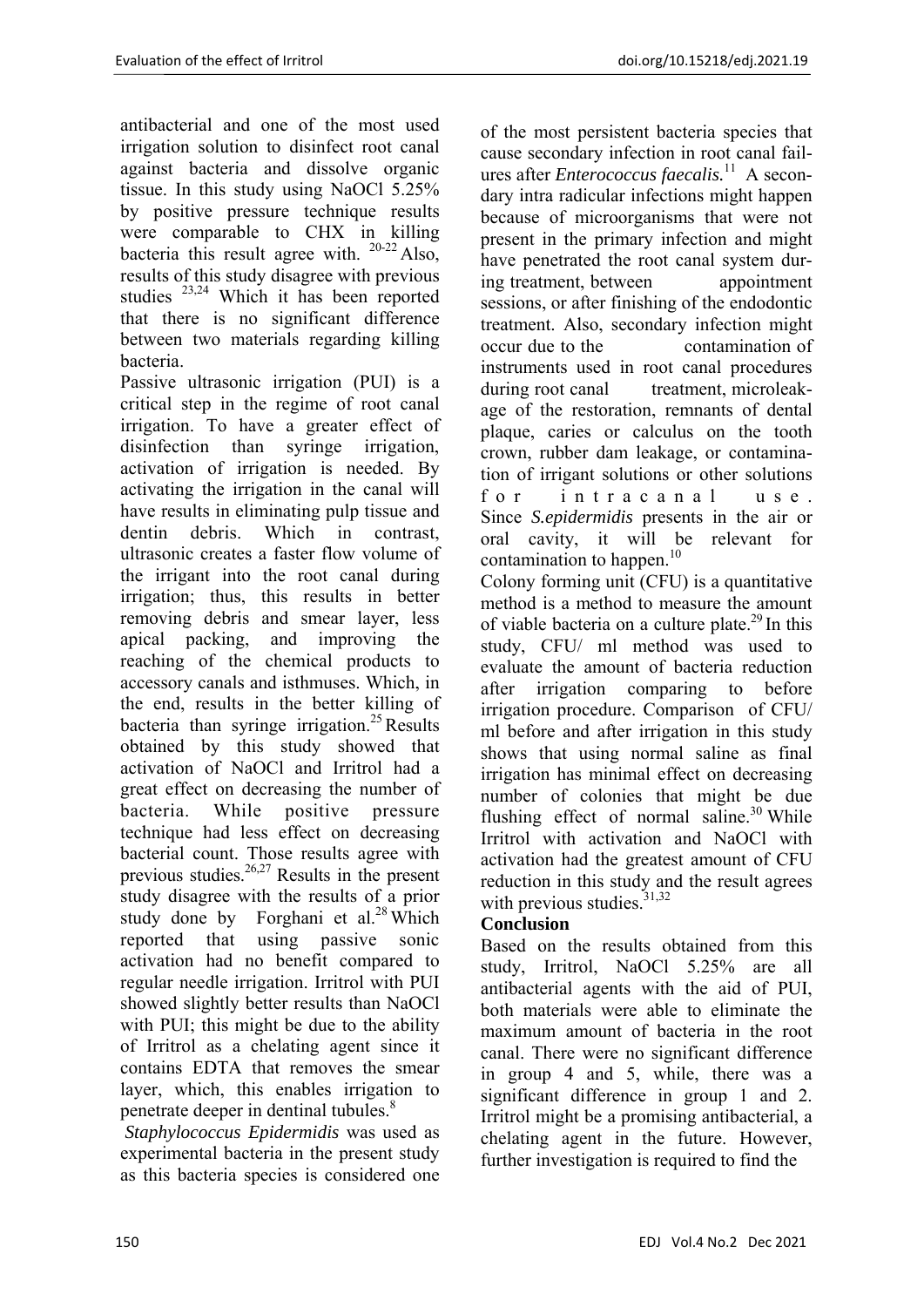antibacterial and one of the most used irrigation solution to disinfect root canal against bacteria and dissolve organic tissue. In this study using NaOCl 5.25% by positive pressure technique results were comparable to CHX in killing bacteria this result agree with. [20-22] Also, results of this study disagree with previous studies [23,24] Which it has been reported that there is no significant difference between two materials regarding killing bacteria.

Passive ultrasonic irrigation (PUI) is a critical step in the regime of root canal irrigation. To have a greater effect of disinfection than syringe irrigation, activation of irrigation is needed. By activating the irrigation in the canal will have results in eliminating pulp tissue and dentin debris. Which in contrast, ultrasonic creates a faster flow volume of the irrigant into the root canal during irrigation; thus, this results in better removing debris and smear layer, less apical packing, and improving the reaching of the chemical products to accessory canals and isthmuses. Which, in the end, results in the better killing of bacteria than syringe irrigation.[25] Results obtained by this study showed that activation of NaOCl and Irritrol had a great effect on decreasing the number of bacteria. While positive pressure technique had less effect on decreasing bacterial count. Those results agree with previous studies.[26,27] Results in the present study disagree with the results of a prior study done by Forghani et al.[28] Which reported that using passive sonic activation had no benefit compared to regular needle irrigation. Irritrol with PUI showed slightly better results than NaOCl with PUI; this might be due to the ability of Irritrol as a chelating agent since it contains EDTA that removes the smear layer, which, this enables irrigation to penetrate deeper in dentinal tubules.[8]

*Staphylococcus Epidermidis* was used as experimental bacteria in the present study as this bacteria species is considered one of the most persistent bacteria species that cause secondary infection in root canal failures after *Enterococcus faecalis.*[11] A secondary intra radicular infections might happen because of microorganisms that were not present in the primary infection and might have penetrated the root canal system during treatment, between appointment sessions, or after finishing of the endodontic treatment. Also, secondary infection might occur due to the contamination of instruments used in root canal procedures during root canal treatment, microleakage of the restoration, remnants of dental plaque, caries or calculus on the tooth crown, rubber dam leakage, or contamination of irrigant solutions or other solutions for intracanal use. Since *S.epidermidis* presents in the air or oral cavity, it will be relevant for contamination to happen.[10]

Colony forming unit (CFU) is a quantitative method is a method to measure the amount of viable bacteria on a culture plate.[29] In this study, CFU/ ml method was used to evaluate the amount of bacteria reduction after irrigation comparing to before irrigation procedure. Comparison of CFU/ ml before and after irrigation in this study shows that using normal saline as final irrigation has minimal effect on decreasing number of colonies that might be due flushing effect of normal saline.[30] While Irritrol with activation and NaOCl with activation had the greatest amount of CFU reduction in this study and the result agrees with previous studies.[31,32]

## Conclusion

Based on the results obtained from this study, Irritrol, NaOCl 5.25% are all antibacterial agents with the aid of PUI, both materials were able to eliminate the maximum amount of bacteria in the root canal. There were no significant difference in group 4 and 5, while, there was a significant difference in group 1 and 2. Irritrol might be a promising antibacterial, a chelating agent in the future. However, further investigation is required to find the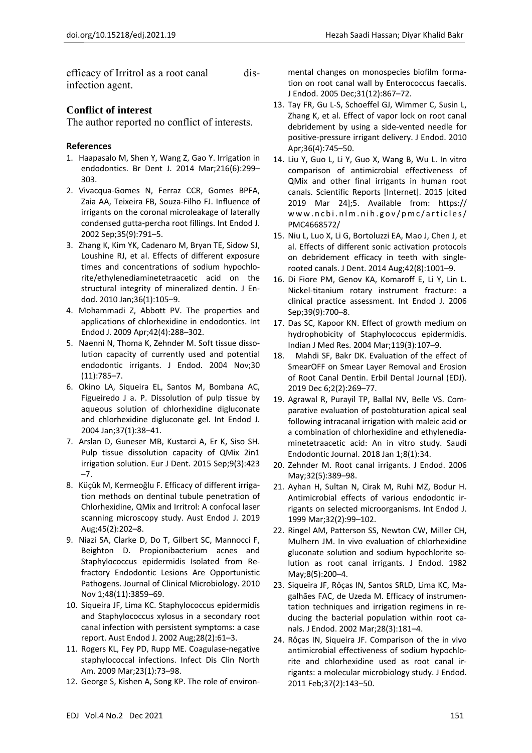efficacy of Irritrol as a root canal disinfection agent.

## Conflict of interest

The author reported no conflict of interests.

### References

1. Haapasalo M, Shen Y, Wang Z, Gao Y. Irrigation in endodontics. Br Dent J. 2014 Mar;216(6):299–303.
2. Vivacqua-Gomes N, Ferraz CCR, Gomes BPFA, Zaia AA, Teixeira FB, Souza-Filho FJ. Influence of irrigants on the coronal microleakage of laterally condensed gutta-percha root fillings. Int Endod J. 2002 Sep;35(9):791–5.
3. Zhang K, Kim YK, Cadenaro M, Bryan TE, Sidow SJ, Loushine RJ, et al. Effects of different exposure times and concentrations of sodium hypochlorite/ethylenediaminetetraacetic acid on the structural integrity of mineralized dentin. J Endod. 2010 Jan;36(1):105–9.
4. Mohammadi Z, Abbott PV. The properties and applications of chlorhexidine in endodontics. Int Endod J. 2009 Apr;42(4):288–302.
5. Naenni N, Thoma K, Zehnder M. Soft tissue dissolution capacity of currently used and potential endodontic irrigants. J Endod. 2004 Nov;30 (11):785–7.
6. Okino LA, Siqueira EL, Santos M, Bombana AC, Figueiredo J a. P. Dissolution of pulp tissue by aqueous solution of chlorhexidine digluconate and chlorhexidine digluconate gel. Int Endod J. 2004 Jan;37(1):38–41.
7. Arslan D, Guneser MB, Kustarci A, Er K, Siso SH. Pulp tissue dissolution capacity of QMix 2in1 irrigation solution. Eur J Dent. 2015 Sep;9(3):423–7.
8. Küçük M, Kermeoğlu F. Efficacy of different irrigation methods on dentinal tubule penetration of Chlorhexidine, QMix and Irritrol: A confocal laser scanning microscopy study. Aust Endod J. 2019 Aug;45(2):202–8.
9. Niazi SA, Clarke D, Do T, Gilbert SC, Mannocci F, Beighton D. Propionibacterium acnes and Staphylococcus epidermidis Isolated from Refractory Endodontic Lesions Are Opportunistic Pathogens. Journal of Clinical Microbiology. 2010 Nov 1;48(11):3859–69.
10. Siqueira JF, Lima KC. Staphylococcus epidermidis and Staphylococcus xylosus in a secondary root canal infection with persistent symptoms: a case report. Aust Endod J. 2002 Aug;28(2):61–3.
11. Rogers KL, Fey PD, Rupp ME. Coagulase-negative staphylococcal infections. Infect Dis Clin North Am. 2009 Mar;23(1):73–98.
12. George S, Kishen A, Song KP. The role of environmental changes on monospecies biofilm formation on root canal wall by Enterococcus faecalis. J Endod. 2005 Dec;31(12):867–72.
13. Tay FR, Gu L-S, Schoeffel GJ, Wimmer C, Susin L, Zhang K, et al. Effect of vapor lock on root canal debridement by using a side-vented needle for positive-pressure irrigant delivery. J Endod. 2010 Apr;36(4):745–50.
14. Liu Y, Guo L, Li Y, Guo X, Wang B, Wu L. In vitro comparison of antimicrobial effectiveness of QMix and other final irrigants in human root canals. Scientific Reports [Internet]. 2015 [cited 2019 Mar 24];5. Available from: https://www.ncbi.nlm.nih.gov/pmc/articles/PMC4668572/
15. Niu L, Luo X, Li G, Bortoluzzi EA, Mao J, Chen J, et al. Effects of different sonic activation protocols on debridement efficacy in teeth with single-rooted canals. J Dent. 2014 Aug;42(8):1001–9.
16. Di Fiore PM, Genov KA, Komaroff E, Li Y, Lin L. Nickel-titanium rotary instrument fracture: a clinical practice assessment. Int Endod J. 2006 Sep;39(9):700–8.
17. Das SC, Kapoor KN. Effect of growth medium on hydrophobicity of Staphylococcus epidermidis. Indian J Med Res. 2004 Mar;119(3):107–9.
18. Mahdi SF, Bakr DK. Evaluation of the effect of SmearOFF on Smear Layer Removal and Erosion of Root Canal Dentin. Erbil Dental Journal (EDJ). 2019 Dec 6;2(2):269–77.
19. Agrawal R, Purayil TP, Ballal NV, Belle VS. Comparative evaluation of postobturation apical seal following intracanal irrigation with maleic acid or a combination of chlorhexidine and ethylenediaminetetraacetic acid: An in vitro study. Saudi Endodontic Journal. 2018 Jan 1;8(1):34.
20. Zehnder M. Root canal irrigants. J Endod. 2006 May;32(5):389–98.
21. Ayhan H, Sultan N, Cirak M, Ruhi MZ, Bodur H. Antimicrobial effects of various endodontic irrigants on selected microorganisms. Int Endod J. 1999 Mar;32(2):99–102.
22. Ringel AM, Patterson SS, Newton CW, Miller CH, Mulhern JM. In vivo evaluation of chlorhexidine gluconate solution and sodium hypochlorite solution as root canal irrigants. J Endod. 1982 May;8(5):200–4.
23. Siqueira JF, Rôças IN, Santos SRLD, Lima KC, Magalhães FAC, de Uzeda M. Efficacy of instrumentation techniques and irrigation regimens in reducing the bacterial population within root canals. J Endod. 2002 Mar;28(3):181–4.
24. Rôças IN, Siqueira JF. Comparison of the in vivo antimicrobial effectiveness of sodium hypochlorite and chlorhexidine used as root canal irrigants: a molecular microbiology study. J Endod. 2011 Feb;37(2):143–50.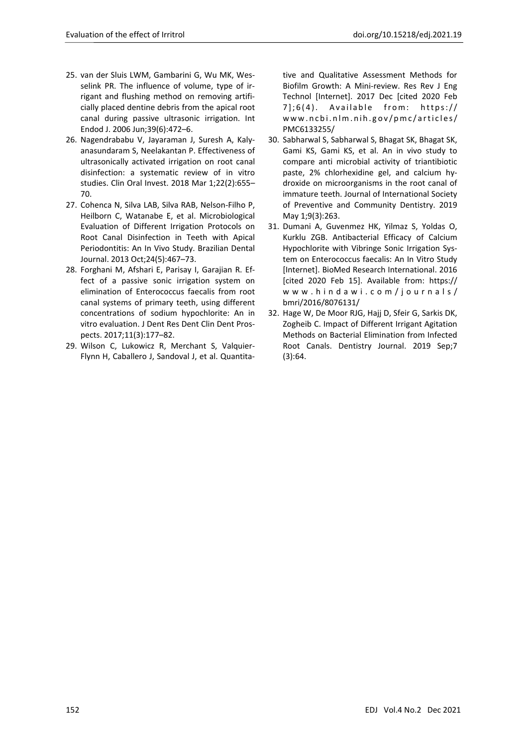25. van der Sluis LWM, Gambarini G, Wu MK, Wesselink PR. The influence of volume, type of irrigant and flushing method on removing artificially placed dentine debris from the apical root canal during passive ultrasonic irrigation. Int Endod J. 2006 Jun;39(6):472–6.
26. Nagendrababu V, Jayaraman J, Suresh A, Kalyanasundaram S, Neelakantan P. Effectiveness of ultrasonically activated irrigation on root canal disinfection: a systematic review of in vitro studies. Clin Oral Invest. 2018 Mar 1;22(2):655–70.
27. Cohenca N, Silva LAB, Silva RAB, Nelson-Filho P, Heilborn C, Watanabe E, et al. Microbiological Evaluation of Different Irrigation Protocols on Root Canal Disinfection in Teeth with Apical Periodontitis: An In Vivo Study. Brazilian Dental Journal. 2013 Oct;24(5):467–73.
28. Forghani M, Afshari E, Parisay I, Garajian R. Effect of a passive sonic irrigation system on elimination of Enterococcus faecalis from root canal systems of primary teeth, using different concentrations of sodium hypochlorite: An in vitro evaluation. J Dent Res Dent Clin Dent Prospects. 2017;11(3):177–82.
29. Wilson C, Lukowicz R, Merchant S, Valquier-Flynn H, Caballero J, Sandoval J, et al. Quantitative and Qualitative Assessment Methods for Biofilm Growth: A Mini-review. Res Rev J Eng Technol [Internet]. 2017 Dec [cited 2020 Feb 7];6(4). Available from: https://www.ncbi.nlm.nih.gov/pmc/articles/PMC6133255/
30. Sabharwal S, Sabharwal S, Bhagat SK, Bhagat SK, Gami KS, Gami KS, et al. An in vivo study to compare anti microbial activity of triantibiotic paste, 2% chlorhexidine gel, and calcium hydroxide on microorganisms in the root canal of immature teeth. Journal of International Society of Preventive and Community Dentistry. 2019 May 1;9(3):263.
31. Dumani A, Guvenmez HK, Yilmaz S, Yoldas O, Kurklu ZGB. Antibacterial Efficacy of Calcium Hypochlorite with Vibringe Sonic Irrigation System on Enterococcus faecalis: An In Vitro Study [Internet]. BioMed Research International. 2016 [cited 2020 Feb 15]. Available from: https://www.hindawi.com/journals/bmri/2016/8076131/
32. Hage W, De Moor RJG, Hajj D, Sfeir G, Sarkis DK, Zogheib C. Impact of Different Irrigant Agitation Methods on Bacterial Elimination from Infected Root Canals. Dentistry Journal. 2019 Sep;7(3):64.